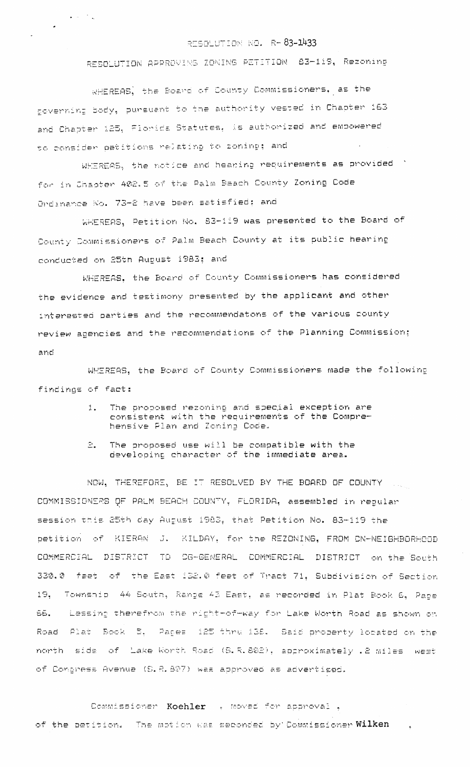RESOLUTION NO. R- 83-1433

RESOLUTION APPROVING ZONING PETITION 83-119, Rezoning

WHEREAS, the Board of County Commissioners, as the governing body, pursuant to the authority vested in Chapter 163 and Chapter 125, Florida Statutes, is authorized and empowered to consider petitions relating to zoning; and

WHEREAS, the notice and hearing requirements as provided for in Chapter 402.5 of the Palm Beach County Zoning Code Ordinance No. 73-2 have been satisfied; and

WHEREAS, Petition No. 83-119 was presented to the Board of County Commissioners of Palm Beach County at its public hearing conducted on 25th August 1983; and

WHEREAS, the Board of County Commissioners has considered the evidence and testimony presented by the applicant and other interested parties and the recommendatons of the various county review agencies and the recommendations of the Planning Commission; and

WHEREAS, the Board of County Commissioners made the following findings of fact:

1. The proposed rezoning and special exception are consistent with the requirements of the Comprehensive Plan and Zoning Code.

2. The proposed use will be compatible with the developing character of the immediate area.

NOW, THEREFORE, BE IT RESOLVED BY THE BOARD OF COUNTY COMMISSIONERS OF PALM BEACH COUNTY, FLORIDA, assembled in regular session this 25th day August 1983, that Petition No. 83-119 the petition of KIERAN J. KILDAY, for the REZONING, FROM CN-NEIGHBORHOOD COMMERCIAL DISTRICT TO CG-GENERAL COMMERCIAL DISTRICT on the South 330.0 feet of the East 132.0 feet of Tract 71, Subdivision of Section 19, Township 44 South, Range 43 East, as recorded in Plat Book 6, Page 66. Lessing therefrom the right-of-way for Lake Worth Road as shown on Road Plat Book 5, Pages 125 thru 138. Said property located on the north side of Lake Worth Road (S.R.802), approximately .2 miles west of Congress Avenue (S.R.807) was approved as advertised.

Commissioner **Koehler**, moved for approval, of the petition. The motion was seconded by Commissioner **Wilken**,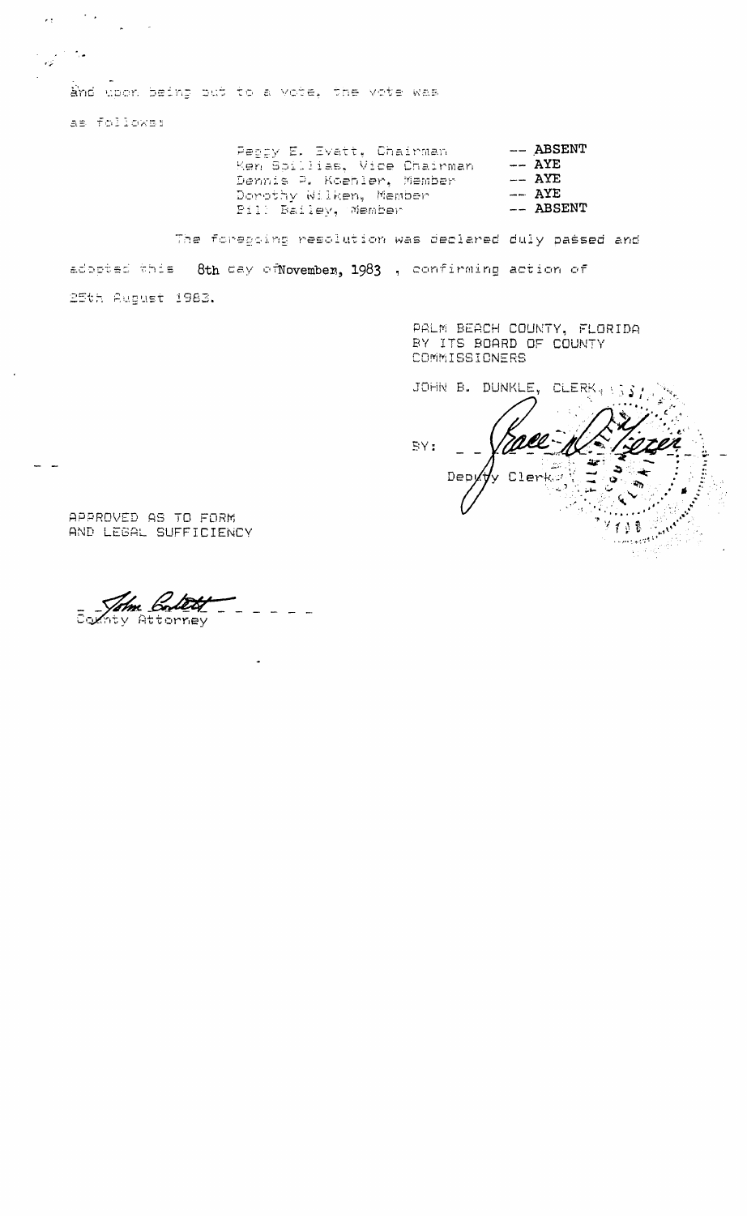and upon being put to a vote, the vote was as follows:

| | |
|---|---|
| Peggy E. Evatt, Chairman | -- ABSENT |
| Ken Spillias, Vice Chairman | -- AYE |
| Dennis P. Koehler, Member | -- AYE |
| Dorothy Wilken, Member | -- AYE |
| Bill Bailey, Member | -- ABSENT |

The foregoing resolution was declared duly passed and adopted this 8th day of November, 1983 , confirming action of 25th August 1983.

PALM BEACH COUNTY, FLORIDA
BY ITS BOARD OF COUNTY
COMMISSIONERS

JOHN B. DUNKLE, CLERK

BY: Grace W. Tiezen
Deputy Clerk

APPROVED AS TO FORM
AND LEGAL SUFFICIENCY

John Corbett
County Attorney